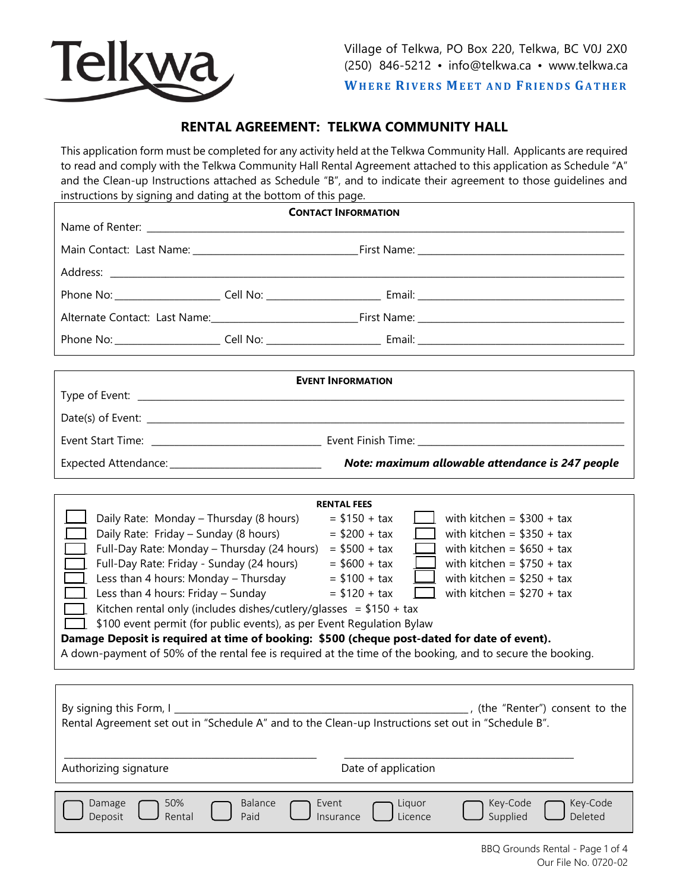Telkwa

Village of Telkwa, PO Box 220, Telkwa, BC V0J 2X0
(250) 846-5212 • info@telkwa.ca • www.telkwa.ca

**WHERE RIVERS MEET AND FRIENDS GATHER**

# RENTAL AGREEMENT: TELKWA COMMUNITY HALL

This application form must be completed for any activity held at the Telkwa Community Hall. Applicants are required to read and comply with the Telkwa Community Hall Rental Agreement attached to this application as Schedule "A" and the Clean-up Instructions attached as Schedule "B", and to indicate their agreement to those guidelines and instructions by signing and dating at the bottom of this page.

## CONTACT INFORMATION

Name of Renter: ______________________________

Main Contact: Last Name: ______________________ First Name: ______________________

Address: ______________________________

Phone No: ______________ Cell No: ______________ Email: ______________________

Alternate Contact: Last Name: ______________________ First Name: ______________________

Phone No: ______________ Cell No: ______________ Email: ______________________

## EVENT INFORMATION

Type of Event: ______________________________

Date(s) of Event: ______________________________

Event Start Time: ______________________ Event Finish Time: ______________________

Expected Attendance: ______________________ ***Note: maximum allowable attendance is 247 people***

## RENTAL FEES

- ☐ Daily Rate: Monday – Thursday (8 hours) = $150 + tax ☐ with kitchen = $300 + tax
- ☐ Daily Rate: Friday – Sunday (8 hours) = $200 + tax ☐ with kitchen = $350 + tax
- ☐ Full-Day Rate: Monday – Thursday (24 hours) = $500 + tax ☐ with kitchen = $650 + tax
- ☐ Full-Day Rate: Friday - Sunday (24 hours) = $600 + tax ☐ with kitchen = $750 + tax
- ☐ Less than 4 hours: Monday – Thursday = $100 + tax ☐ with kitchen = $250 + tax
- ☐ Less than 4 hours: Friday – Sunday = $120 + tax ☐ with kitchen = $270 + tax
- ☐ Kitchen rental only (includes dishes/cutlery/glasses = $150 + tax
- ☐ $100 event permit (for public events), as per Event Regulation Bylaw

**Damage Deposit is required at time of booking: $500 (cheque post-dated for date of event).**

A down-payment of 50% of the rental fee is required at the time of the booking, and to secure the booking.

By signing this Form, I ______________________________, (the "Renter") consent to the Rental Agreement set out in "Schedule A" and to the Clean-up Instructions set out in "Schedule B".

______________________________ ______________________________
Authorizing signature Date of application

☐ Damage Deposit ☐ 50% Rental ☐ Balance Paid ☐ Event Insurance ☐ Liquor Licence ☐ Key-Code Supplied ☐ Key-Code Deleted

BBQ Grounds Rental
Our File No. 0720-02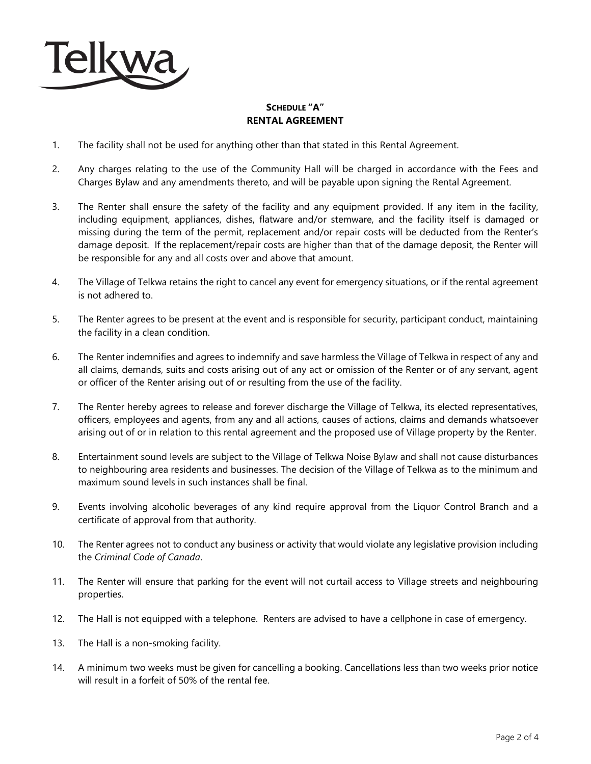## Schedule "A"
## RENTAL AGREEMENT

1. The facility shall not be used for anything other than that stated in this Rental Agreement.

2. Any charges relating to the use of the Community Hall will be charged in accordance with the Fees and Charges Bylaw and any amendments thereto, and will be payable upon signing the Rental Agreement.

3. The Renter shall ensure the safety of the facility and any equipment provided. If any item in the facility, including equipment, appliances, dishes, flatware and/or stemware, and the facility itself is damaged or missing during the term of the permit, replacement and/or repair costs will be deducted from the Renter's damage deposit. If the replacement/repair costs are higher than that of the damage deposit, the Renter will be responsible for any and all costs over and above that amount.

4. The Village of Telkwa retains the right to cancel any event for emergency situations, or if the rental agreement is not adhered to.

5. The Renter agrees to be present at the event and is responsible for security, participant conduct, maintaining the facility in a clean condition.

6. The Renter indemnifies and agrees to indemnify and save harmless the Village of Telkwa in respect of any and all claims, demands, suits and costs arising out of any act or omission of the Renter or of any servant, agent or officer of the Renter arising out of or resulting from the use of the facility.

7. The Renter hereby agrees to release and forever discharge the Village of Telkwa, its elected representatives, officers, employees and agents, from any and all actions, causes of actions, claims and demands whatsoever arising out of or in relation to this rental agreement and the proposed use of Village property by the Renter.

8. Entertainment sound levels are subject to the Village of Telkwa Noise Bylaw and shall not cause disturbances to neighbouring area residents and businesses. The decision of the Village of Telkwa as to the minimum and maximum sound levels in such instances shall be final.

9. Events involving alcoholic beverages of any kind require approval from the Liquor Control Branch and a certificate of approval from that authority.

10. The Renter agrees not to conduct any business or activity that would violate any legislative provision including the *Criminal Code of Canada*.

11. The Renter will ensure that parking for the event will not curtail access to Village streets and neighbouring properties.

12. The Hall is not equipped with a telephone. Renters are advised to have a cellphone in case of emergency.

13. The Hall is a non-smoking facility.

14. A minimum two weeks must be given for cancelling a booking. Cancellations less than two weeks prior notice will result in a forfeit of 50% of the rental fee.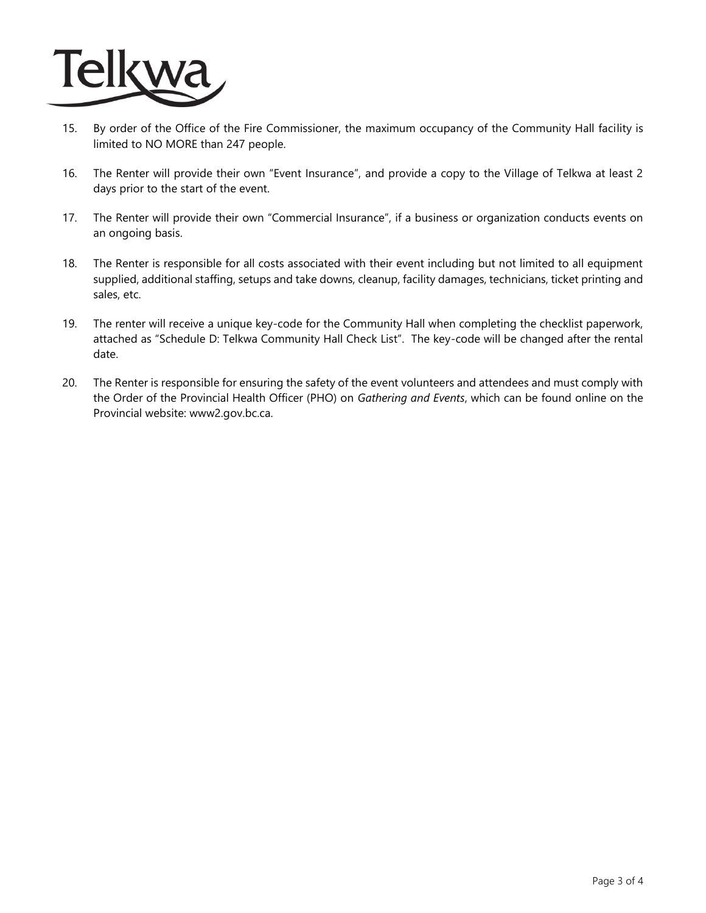15. By order of the Office of the Fire Commissioner, the maximum occupancy of the Community Hall facility is limited to NO MORE than 247 people.

16. The Renter will provide their own "Event Insurance", and provide a copy to the Village of Telkwa at least 2 days prior to the start of the event.

17. The Renter will provide their own "Commercial Insurance", if a business or organization conducts events on an ongoing basis.

18. The Renter is responsible for all costs associated with their event including but not limited to all equipment supplied, additional staffing, setups and take downs, cleanup, facility damages, technicians, ticket printing and sales, etc.

19. The renter will receive a unique key-code for the Community Hall when completing the checklist paperwork, attached as "Schedule D: Telkwa Community Hall Check List". The key-code will be changed after the rental date.

20. The Renter is responsible for ensuring the safety of the event volunteers and attendees and must comply with the Order of the Provincial Health Officer (PHO) on *Gathering and Events*, which can be found online on the Provincial website: www2.gov.bc.ca.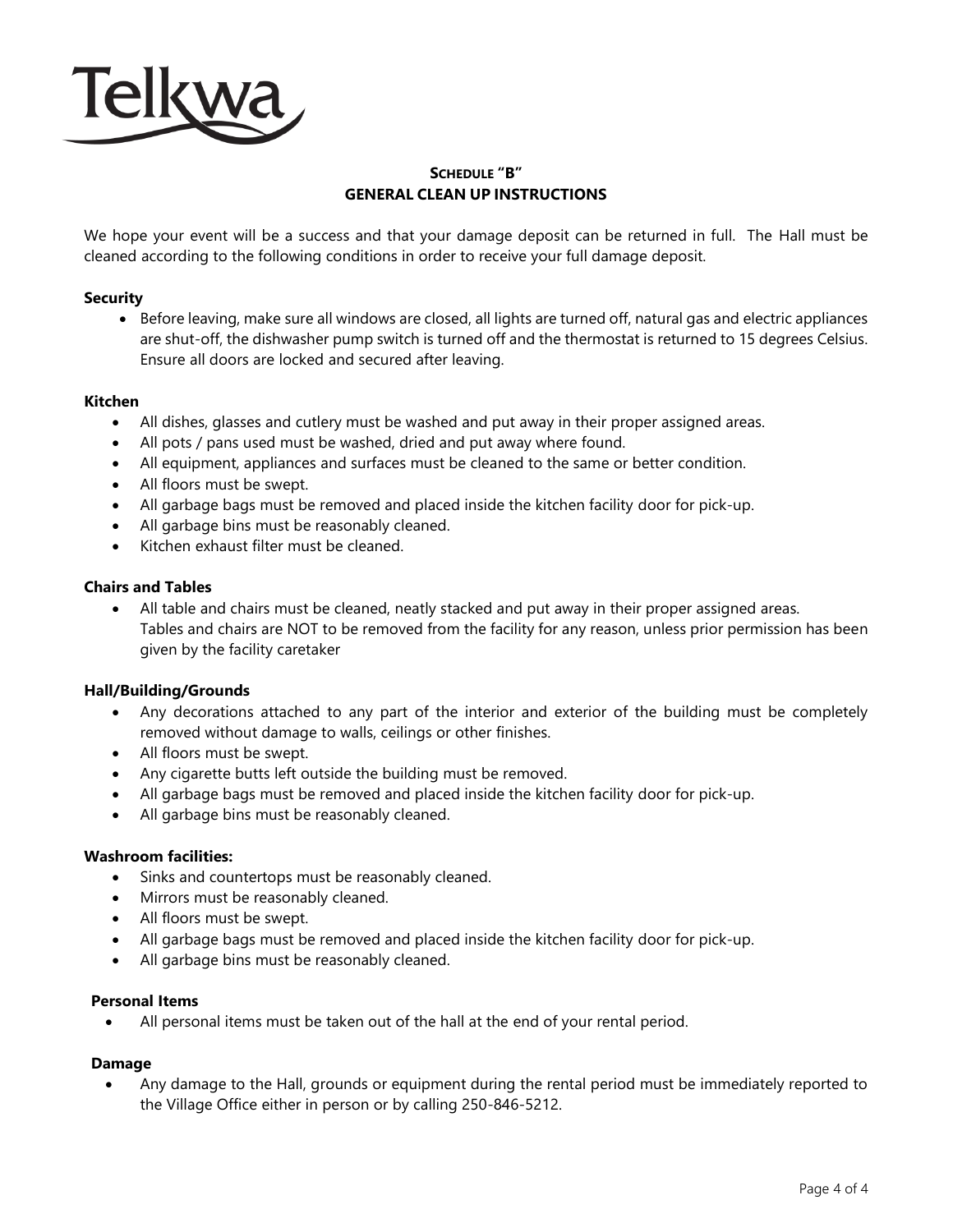Telkwa

## SCHEDULE "B"
## GENERAL CLEAN UP INSTRUCTIONS

We hope your event will be a success and that your damage deposit can be returned in full. The Hall must be cleaned according to the following conditions in order to receive your full damage deposit.

**Security**

- Before leaving, make sure all windows are closed, all lights are turned off, natural gas and electric appliances are shut-off, the dishwasher pump switch is turned off and the thermostat is returned to 15 degrees Celsius. Ensure all doors are locked and secured after leaving.

**Kitchen**

- All dishes, glasses and cutlery must be washed and put away in their proper assigned areas.
- All pots / pans used must be washed, dried and put away where found.
- All equipment, appliances and surfaces must be cleaned to the same or better condition.
- All floors must be swept.
- All garbage bags must be removed and placed inside the kitchen facility door for pick-up.
- All garbage bins must be reasonably cleaned.
- Kitchen exhaust filter must be cleaned.

**Chairs and Tables**

- All table and chairs must be cleaned, neatly stacked and put away in their proper assigned areas. Tables and chairs are NOT to be removed from the facility for any reason, unless prior permission has been given by the facility caretaker

**Hall/Building/Grounds**

- Any decorations attached to any part of the interior and exterior of the building must be completely removed without damage to walls, ceilings or other finishes.
- All floors must be swept.
- Any cigarette butts left outside the building must be removed.
- All garbage bags must be removed and placed inside the kitchen facility door for pick-up.
- All garbage bins must be reasonably cleaned.

**Washroom facilities:**

- Sinks and countertops must be reasonably cleaned.
- Mirrors must be reasonably cleaned.
- All floors must be swept.
- All garbage bags must be removed and placed inside the kitchen facility door for pick-up.
- All garbage bins must be reasonably cleaned.

**Personal Items**

- All personal items must be taken out of the hall at the end of your rental period.

**Damage**

- Any damage to the Hall, grounds or equipment during the rental period must be immediately reported to the Village Office either in person or by calling 250-846-5212.